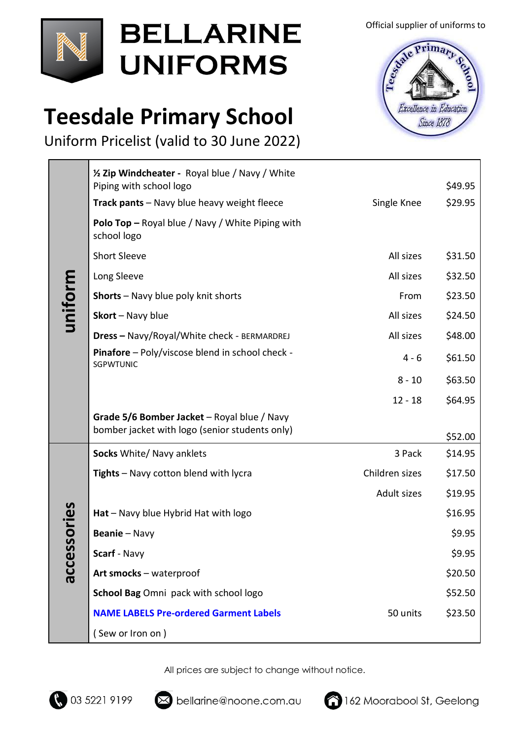# BELLARINE UNIFORMS

Official supplier of uniforms to

Teesdale Primary School — Excellence in Education — Since 1878

# Teesdale Primary School

Uniform Pricelist (valid to 30 June 2022)

| | Item | Size | Price |
|---|---|---|---|
| uniform | **½ Zip Windcheater -** Royal blue / Navy / White Piping with school logo | | $49.95 |
| | **Track pants** – Navy blue heavy weight fleece | Single Knee | $29.95 |
| | **Polo Top –** Royal blue / Navy / White Piping with school logo | | |
| | Short Sleeve | All sizes | $31.50 |
| | Long Sleeve | All sizes | $32.50 |
| | **Shorts** – Navy blue poly knit shorts | From | $23.50 |
| | **Skort** – Navy blue | All sizes | $24.50 |
| | **Dress –** Navy/Royal/White check - BERMARDREJ | All sizes | $48.00 |
| | **Pinafore** – Poly/viscose blend in school check - SGPWTUNIC | 4 - 6 | $61.50 |
| | | 8 - 10 | $63.50 |
| | | 12 - 18 | $64.95 |
| | **Grade 5/6 Bomber Jacket** – Royal blue / Navy bomber jacket with logo (senior students only) | | $52.00 |
| accessories | **Socks** White/ Navy anklets | 3 Pack | $14.95 |
| | **Tights** – Navy cotton blend with lycra | Children sizes | $17.50 |
| | | Adult sizes | $19.95 |
| | **Hat** – Navy blue Hybrid Hat with logo | | $16.95 |
| | **Beanie** – Navy | | $9.95 |
| | **Scarf** - Navy | | $9.95 |
| | **Art smocks** – waterproof | | $20.50 |
| | **School Bag** Omni pack with school logo | | $52.50 |
| | **NAME LABELS Pre-ordered Garment Labels** | 50 units | $23.50 |
| | ( Sew or Iron on ) | | |

All prices are subject to change without notice.

03 5221 9199 | bellarine@noone.com.au | 162 Moorabool St, Geelong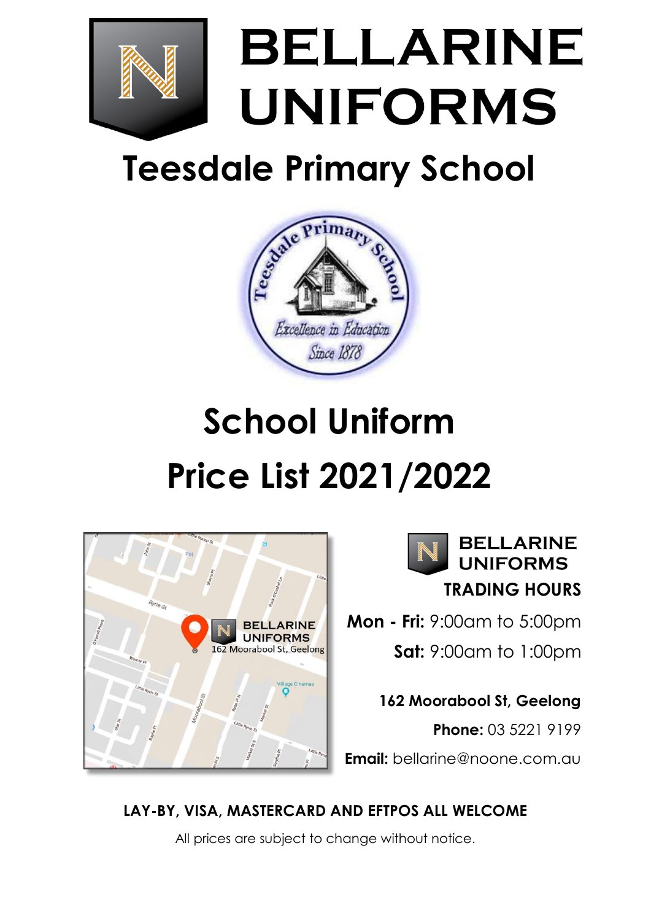# BELLARINE UNIFORMS

# Teesdale Primary School

# School Uniform

# Price List 2021/2022

BELLARINE UNIFORMS

**TRADING HOURS**

**Mon - Fri:** 9:00am to 5:00pm

**Sat:** 9:00am to 1:00pm

**162 Moorabool St, Geelong**

**Phone:** 03 5221 9199

**Email:** bellarine@noone.com.au

**LAY-BY, VISA, MASTERCARD AND EFTPOS ALL WELCOME**

All prices are subject to change without notice.